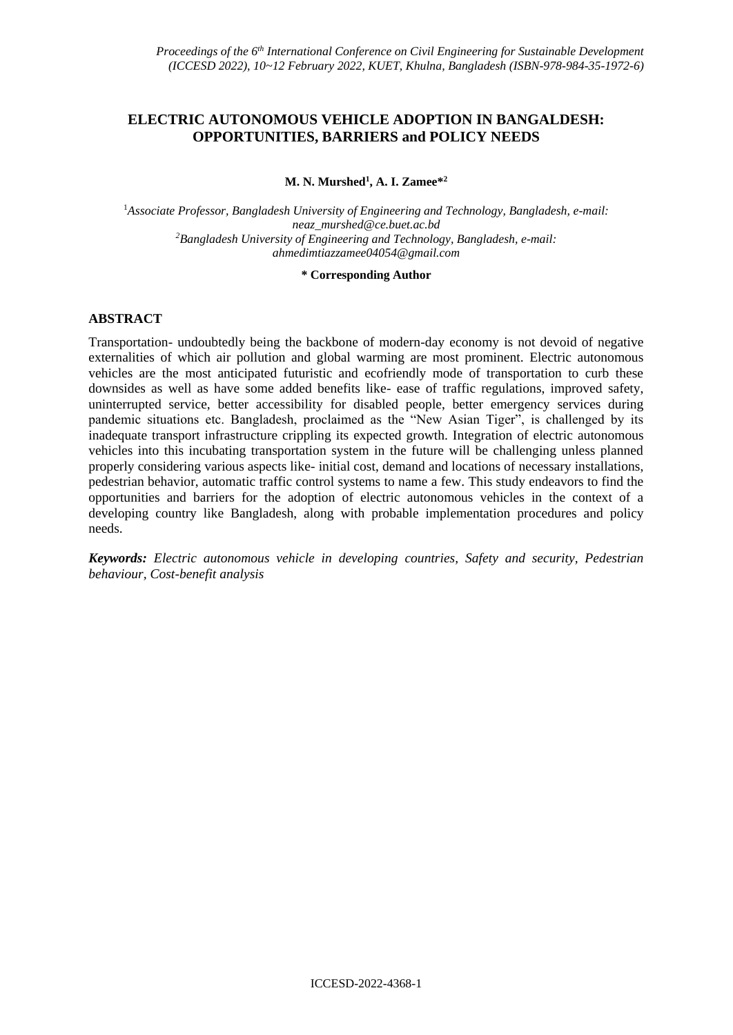# ELECTRIC AUTONOMOUS VEHICLE ADOPTION IN BANGALDESH: OPPORTUNITIES, BARRIERS and POLICY NEEDS

**M. N. Murshed[1], A. I. Zamee*[2]**

[1]*Associate Professor, Bangladesh University of Engineering and Technology, Bangladesh, e-mail: neaz_murshed@ce.buet.ac.bd*
[2]*Bangladesh University of Engineering and Technology, Bangladesh, e-mail: ahmedimtiazzamee04054@gmail.com*

**\* Corresponding Author**

## ABSTRACT

Transportation- undoubtedly being the backbone of modern-day economy is not devoid of negative externalities of which air pollution and global warming are most prominent. Electric autonomous vehicles are the most anticipated futuristic and ecofriendly mode of transportation to curb these downsides as well as have some added benefits like- ease of traffic regulations, improved safety, uninterrupted service, better accessibility for disabled people, better emergency services during pandemic situations etc. Bangladesh, proclaimed as the "New Asian Tiger", is challenged by its inadequate transport infrastructure crippling its expected growth. Integration of electric autonomous vehicles into this incubating transportation system in the future will be challenging unless planned properly considering various aspects like- initial cost, demand and locations of necessary installations, pedestrian behavior, automatic traffic control systems to name a few. This study endeavors to find the opportunities and barriers for the adoption of electric autonomous vehicles in the context of a developing country like Bangladesh, along with probable implementation procedures and policy needs.

***Keywords:*** *Electric autonomous vehicle in developing countries, Safety and security, Pedestrian behaviour, Cost-benefit analysis*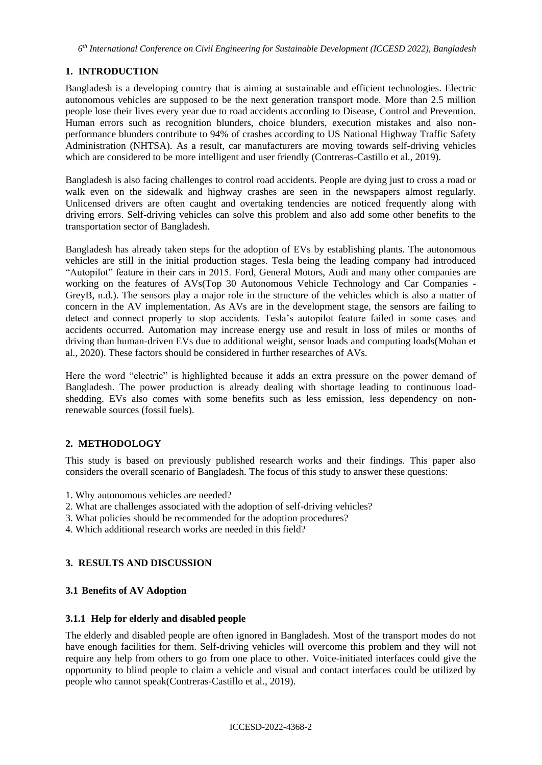## 1. INTRODUCTION

Bangladesh is a developing country that is aiming at sustainable and efficient technologies. Electric autonomous vehicles are supposed to be the next generation transport mode. More than 2.5 million people lose their lives every year due to road accidents according to Disease, Control and Prevention. Human errors such as recognition blunders, choice blunders, execution mistakes and also non-performance blunders contribute to 94% of crashes according to US National Highway Traffic Safety Administration (NHTSA). As a result, car manufacturers are moving towards self-driving vehicles which are considered to be more intelligent and user friendly (Contreras-Castillo et al., 2019).

Bangladesh is also facing challenges to control road accidents. People are dying just to cross a road or walk even on the sidewalk and highway crashes are seen in the newspapers almost regularly. Unlicensed drivers are often caught and overtaking tendencies are noticed frequently along with driving errors. Self-driving vehicles can solve this problem and also add some other benefits to the transportation sector of Bangladesh.

Bangladesh has already taken steps for the adoption of EVs by establishing plants. The autonomous vehicles are still in the initial production stages. Tesla being the leading company had introduced "Autopilot" feature in their cars in 2015. Ford, General Motors, Audi and many other companies are working on the features of AVs(Top 30 Autonomous Vehicle Technology and Car Companies - GreyB, n.d.). The sensors play a major role in the structure of the vehicles which is also a matter of concern in the AV implementation. As AVs are in the development stage, the sensors are failing to detect and connect properly to stop accidents. Tesla's autopilot feature failed in some cases and accidents occurred. Automation may increase energy use and result in loss of miles or months of driving than human-driven EVs due to additional weight, sensor loads and computing loads(Mohan et al., 2020). These factors should be considered in further researches of AVs.

Here the word "electric" is highlighted because it adds an extra pressure on the power demand of Bangladesh. The power production is already dealing with shortage leading to continuous load-shedding. EVs also comes with some benefits such as less emission, less dependency on non-renewable sources (fossil fuels).

## 2. METHODOLOGY

This study is based on previously published research works and their findings. This paper also considers the overall scenario of Bangladesh. The focus of this study to answer these questions:

1. Why autonomous vehicles are needed?
2. What are challenges associated with the adoption of self-driving vehicles?
3. What policies should be recommended for the adoption procedures?
4. Which additional research works are needed in this field?

## 3. RESULTS AND DISCUSSION

### 3.1 Benefits of AV Adoption

#### 3.1.1 Help for elderly and disabled people

The elderly and disabled people are often ignored in Bangladesh. Most of the transport modes do not have enough facilities for them. Self-driving vehicles will overcome this problem and they will not require any help from others to go from one place to other. Voice-initiated interfaces could give the opportunity to blind people to claim a vehicle and visual and contact interfaces could be utilized by people who cannot speak(Contreras-Castillo et al., 2019).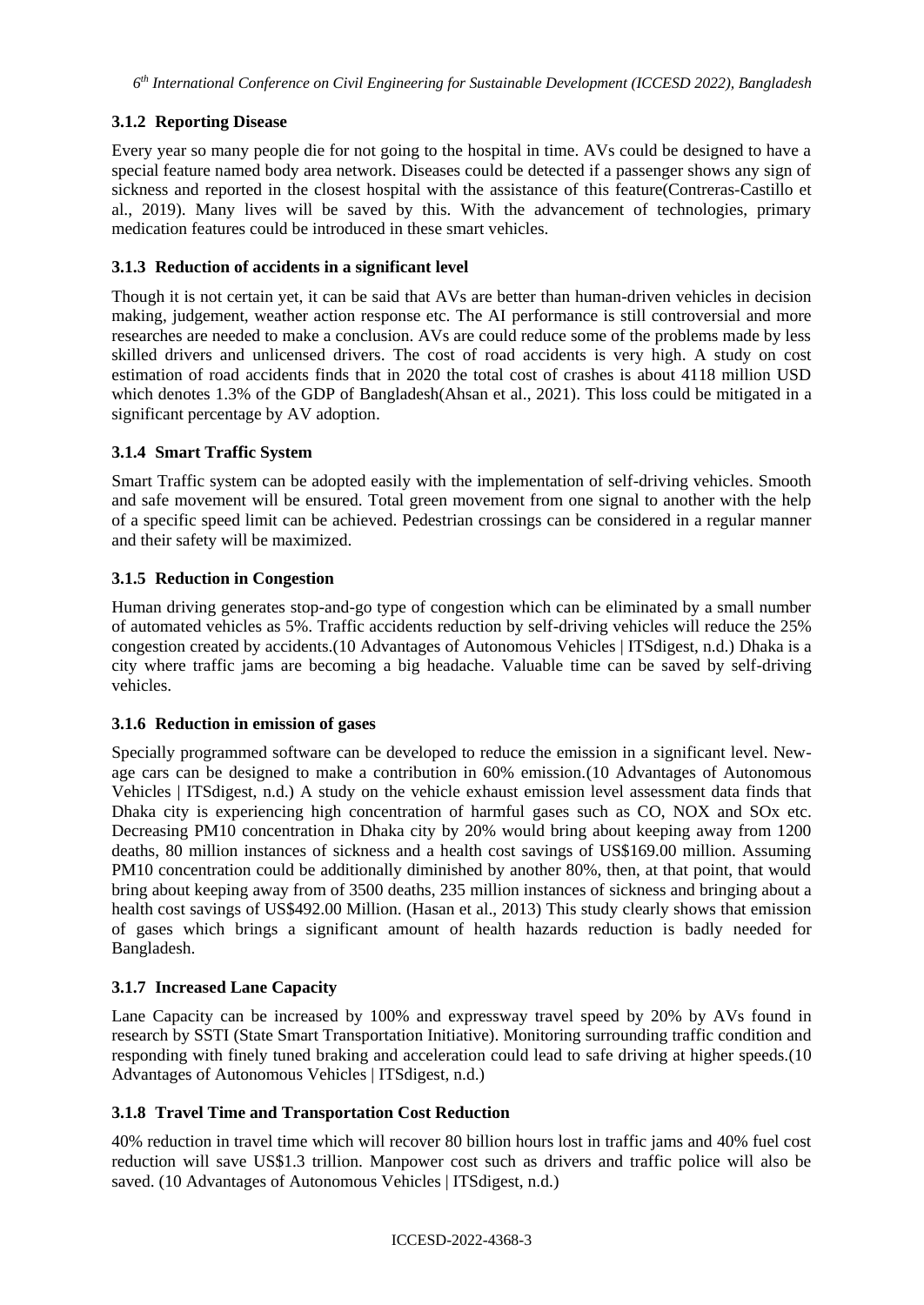### 3.1.2 Reporting Disease

Every year so many people die for not going to the hospital in time. AVs could be designed to have a special feature named body area network. Diseases could be detected if a passenger shows any sign of sickness and reported in the closest hospital with the assistance of this feature(Contreras-Castillo et al., 2019). Many lives will be saved by this. With the advancement of technologies, primary medication features could be introduced in these smart vehicles.

### 3.1.3 Reduction of accidents in a significant level

Though it is not certain yet, it can be said that AVs are better than human-driven vehicles in decision making, judgement, weather action response etc. The AI performance is still controversial and more researches are needed to make a conclusion. AVs are could reduce some of the problems made by less skilled drivers and unlicensed drivers. The cost of road accidents is very high. A study on cost estimation of road accidents finds that in 2020 the total cost of crashes is about 4118 million USD which denotes 1.3% of the GDP of Bangladesh(Ahsan et al., 2021). This loss could be mitigated in a significant percentage by AV adoption.

### 3.1.4 Smart Traffic System

Smart Traffic system can be adopted easily with the implementation of self-driving vehicles. Smooth and safe movement will be ensured. Total green movement from one signal to another with the help of a specific speed limit can be achieved. Pedestrian crossings can be considered in a regular manner and their safety will be maximized.

### 3.1.5 Reduction in Congestion

Human driving generates stop-and-go type of congestion which can be eliminated by a small number of automated vehicles as 5%. Traffic accidents reduction by self-driving vehicles will reduce the 25% congestion created by accidents.(10 Advantages of Autonomous Vehicles | ITSdigest, n.d.) Dhaka is a city where traffic jams are becoming a big headache. Valuable time can be saved by self-driving vehicles.

### 3.1.6 Reduction in emission of gases

Specially programmed software can be developed to reduce the emission in a significant level. New-age cars can be designed to make a contribution in 60% emission.(10 Advantages of Autonomous Vehicles | ITSdigest, n.d.) A study on the vehicle exhaust emission level assessment data finds that Dhaka city is experiencing high concentration of harmful gases such as CO, NOX and SOx etc. Decreasing PM10 concentration in Dhaka city by 20% would bring about keeping away from 1200 deaths, 80 million instances of sickness and a health cost savings of US$169.00 million. Assuming PM10 concentration could be additionally diminished by another 80%, then, at that point, that would bring about keeping away from of 3500 deaths, 235 million instances of sickness and bringing about a health cost savings of US$492.00 Million. (Hasan et al., 2013) This study clearly shows that emission of gases which brings a significant amount of health hazards reduction is badly needed for Bangladesh.

### 3.1.7 Increased Lane Capacity

Lane Capacity can be increased by 100% and expressway travel speed by 20% by AVs found in research by SSTI (State Smart Transportation Initiative). Monitoring surrounding traffic condition and responding with finely tuned braking and acceleration could lead to safe driving at higher speeds.(10 Advantages of Autonomous Vehicles | ITSdigest, n.d.)

### 3.1.8 Travel Time and Transportation Cost Reduction

40% reduction in travel time which will recover 80 billion hours lost in traffic jams and 40% fuel cost reduction will save US$1.3 trillion. Manpower cost such as drivers and traffic police will also be saved. (10 Advantages of Autonomous Vehicles | ITSdigest, n.d.)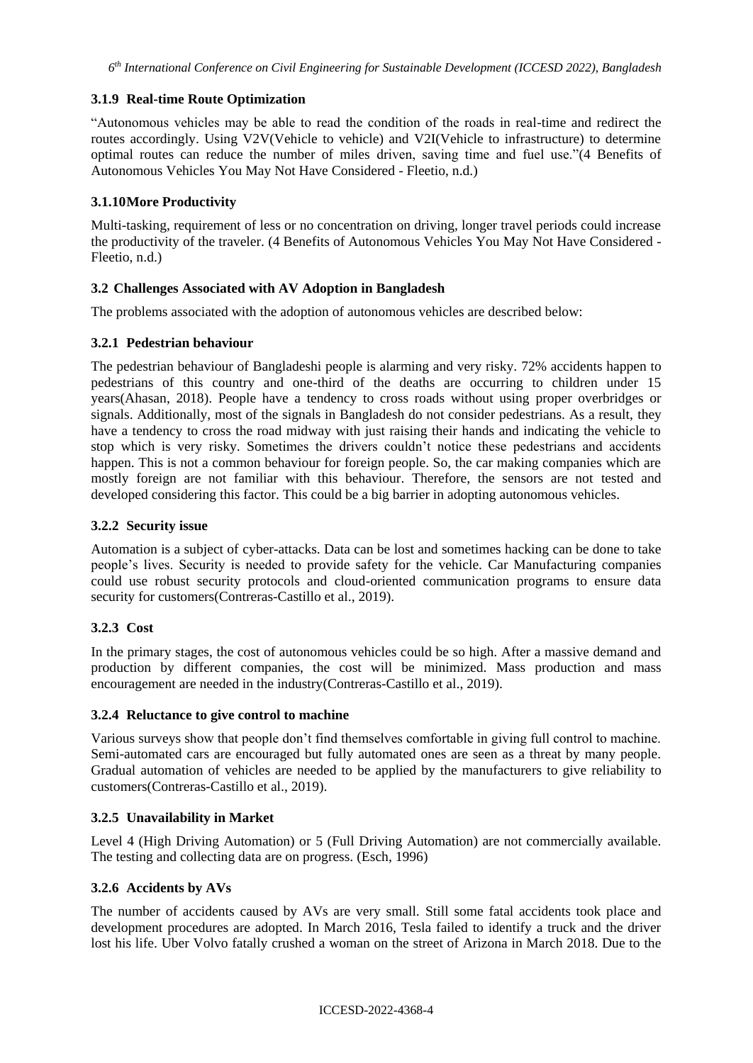### 3.1.9 Real-time Route Optimization

"Autonomous vehicles may be able to read the condition of the roads in real-time and redirect the routes accordingly. Using V2V(Vehicle to vehicle) and V2I(Vehicle to infrastructure) to determine optimal routes can reduce the number of miles driven, saving time and fuel use."(4 Benefits of Autonomous Vehicles You May Not Have Considered - Fleetio, n.d.)

### 3.1.10 More Productivity

Multi-tasking, requirement of less or no concentration on driving, longer travel periods could increase the productivity of the traveler. (4 Benefits of Autonomous Vehicles You May Not Have Considered - Fleetio, n.d.)

## 3.2 Challenges Associated with AV Adoption in Bangladesh

The problems associated with the adoption of autonomous vehicles are described below:

### 3.2.1 Pedestrian behaviour

The pedestrian behaviour of Bangladeshi people is alarming and very risky. 72% accidents happen to pedestrians of this country and one-third of the deaths are occurring to children under 15 years(Ahasan, 2018). People have a tendency to cross roads without using proper overbridges or signals. Additionally, most of the signals in Bangladesh do not consider pedestrians. As a result, they have a tendency to cross the road midway with just raising their hands and indicating the vehicle to stop which is very risky. Sometimes the drivers couldn't notice these pedestrians and accidents happen. This is not a common behaviour for foreign people. So, the car making companies which are mostly foreign are not familiar with this behaviour. Therefore, the sensors are not tested and developed considering this factor. This could be a big barrier in adopting autonomous vehicles.

### 3.2.2 Security issue

Automation is a subject of cyber-attacks. Data can be lost and sometimes hacking can be done to take people's lives. Security is needed to provide safety for the vehicle. Car Manufacturing companies could use robust security protocols and cloud-oriented communication programs to ensure data security for customers(Contreras-Castillo et al., 2019).

### 3.2.3 Cost

In the primary stages, the cost of autonomous vehicles could be so high. After a massive demand and production by different companies, the cost will be minimized. Mass production and mass encouragement are needed in the industry(Contreras-Castillo et al., 2019).

### 3.2.4 Reluctance to give control to machine

Various surveys show that people don't find themselves comfortable in giving full control to machine. Semi-automated cars are encouraged but fully automated ones are seen as a threat by many people. Gradual automation of vehicles are needed to be applied by the manufacturers to give reliability to customers(Contreras-Castillo et al., 2019).

### 3.2.5 Unavailability in Market

Level 4 (High Driving Automation) or 5 (Full Driving Automation) are not commercially available. The testing and collecting data are on progress. (Esch, 1996)

### 3.2.6 Accidents by AVs

The number of accidents caused by AVs are very small. Still some fatal accidents took place and development procedures are adopted. In March 2016, Tesla failed to identify a truck and the driver lost his life. Uber Volvo fatally crushed a woman on the street of Arizona in March 2018. Due to the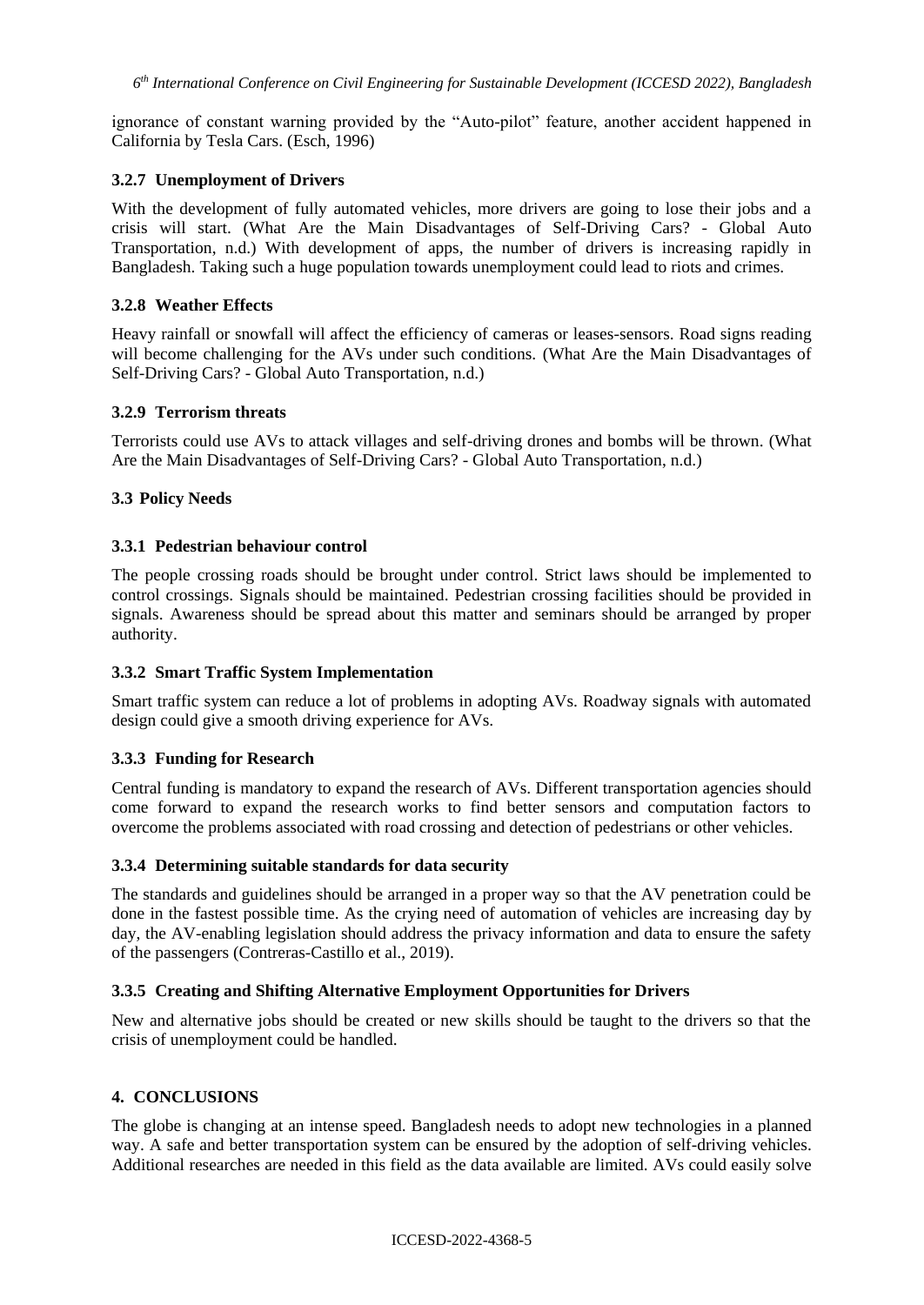ignorance of constant warning provided by the "Auto-pilot" feature, another accident happened in California by Tesla Cars. (Esch, 1996)

### 3.2.7 Unemployment of Drivers

With the development of fully automated vehicles, more drivers are going to lose their jobs and a crisis will start. (What Are the Main Disadvantages of Self-Driving Cars? - Global Auto Transportation, n.d.) With development of apps, the number of drivers is increasing rapidly in Bangladesh. Taking such a huge population towards unemployment could lead to riots and crimes.

### 3.2.8 Weather Effects

Heavy rainfall or snowfall will affect the efficiency of cameras or leases-sensors. Road signs reading will become challenging for the AVs under such conditions. (What Are the Main Disadvantages of Self-Driving Cars? - Global Auto Transportation, n.d.)

### 3.2.9 Terrorism threats

Terrorists could use AVs to attack villages and self-driving drones and bombs will be thrown. (What Are the Main Disadvantages of Self-Driving Cars? - Global Auto Transportation, n.d.)

## 3.3 Policy Needs

### 3.3.1 Pedestrian behaviour control

The people crossing roads should be brought under control. Strict laws should be implemented to control crossings. Signals should be maintained. Pedestrian crossing facilities should be provided in signals. Awareness should be spread about this matter and seminars should be arranged by proper authority.

### 3.3.2 Smart Traffic System Implementation

Smart traffic system can reduce a lot of problems in adopting AVs. Roadway signals with automated design could give a smooth driving experience for AVs.

### 3.3.3 Funding for Research

Central funding is mandatory to expand the research of AVs. Different transportation agencies should come forward to expand the research works to find better sensors and computation factors to overcome the problems associated with road crossing and detection of pedestrians or other vehicles.

### 3.3.4 Determining suitable standards for data security

The standards and guidelines should be arranged in a proper way so that the AV penetration could be done in the fastest possible time. As the crying need of automation of vehicles are increasing day by day, the AV-enabling legislation should address the privacy information and data to ensure the safety of the passengers (Contreras-Castillo et al., 2019).

### 3.3.5 Creating and Shifting Alternative Employment Opportunities for Drivers

New and alternative jobs should be created or new skills should be taught to the drivers so that the crisis of unemployment could be handled.

# 4. CONCLUSIONS

The globe is changing at an intense speed. Bangladesh needs to adopt new technologies in a planned way. A safe and better transportation system can be ensured by the adoption of self-driving vehicles. Additional researches are needed in this field as the data available are limited. AVs could easily solve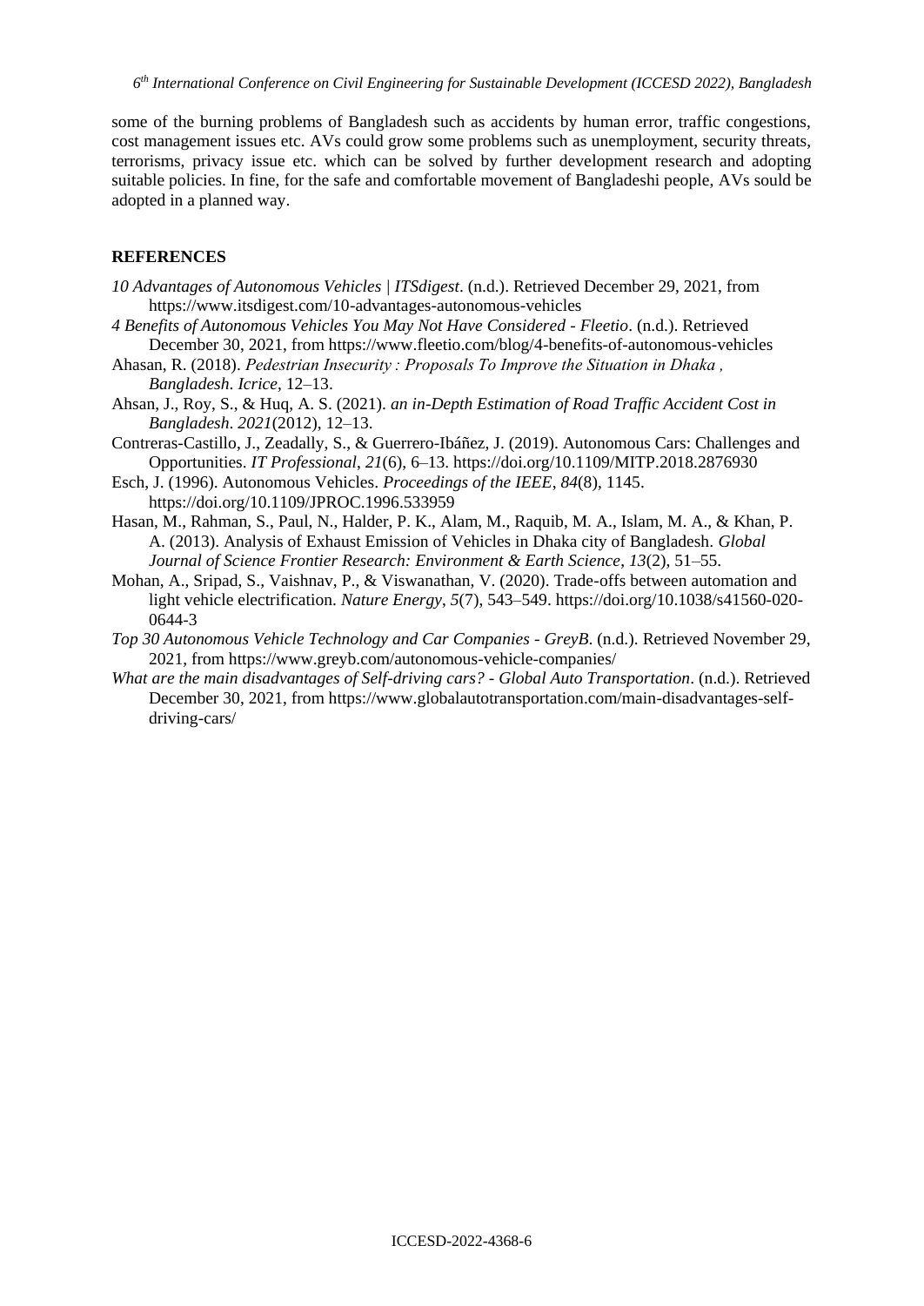some of the burning problems of Bangladesh such as accidents by human error, traffic congestions, cost management issues etc. AVs could grow some problems such as unemployment, security threats, terrorisms, privacy issue etc. which can be solved by further development research and adopting suitable policies. In fine, for the safe and comfortable movement of Bangladeshi people, AVs sould be adopted in a planned way.

## REFERENCES

*10 Advantages of Autonomous Vehicles | ITSdigest*. (n.d.). Retrieved December 29, 2021, from https://www.itsdigest.com/10-advantages-autonomous-vehicles

*4 Benefits of Autonomous Vehicles You May Not Have Considered - Fleetio*. (n.d.). Retrieved December 30, 2021, from https://www.fleetio.com/blog/4-benefits-of-autonomous-vehicles

Ahasan, R. (2018). *Pedestrian Insecurity : Proposals To Improve the Situation in Dhaka , Bangladesh*. *Icrice*, 12–13.

Ahsan, J., Roy, S., & Huq, A. S. (2021). *an in-Depth Estimation of Road Traffic Accident Cost in Bangladesh*. *2021*(2012), 12–13.

Contreras-Castillo, J., Zeadally, S., & Guerrero-Ibáñez, J. (2019). Autonomous Cars: Challenges and Opportunities. *IT Professional*, *21*(6), 6–13. https://doi.org/10.1109/MITP.2018.2876930

Esch, J. (1996). Autonomous Vehicles. *Proceedings of the IEEE*, *84*(8), 1145. https://doi.org/10.1109/JPROC.1996.533959

Hasan, M., Rahman, S., Paul, N., Halder, P. K., Alam, M., Raquib, M. A., Islam, M. A., & Khan, P. A. (2013). Analysis of Exhaust Emission of Vehicles in Dhaka city of Bangladesh. *Global Journal of Science Frontier Research: Environment & Earth Science*, *13*(2), 51–55.

Mohan, A., Sripad, S., Vaishnav, P., & Viswanathan, V. (2020). Trade-offs between automation and light vehicle electrification. *Nature Energy*, *5*(7), 543–549. https://doi.org/10.1038/s41560-020-0644-3

*Top 30 Autonomous Vehicle Technology and Car Companies - GreyB*. (n.d.). Retrieved November 29, 2021, from https://www.greyb.com/autonomous-vehicle-companies/

*What are the main disadvantages of Self-driving cars? - Global Auto Transportation*. (n.d.). Retrieved December 30, 2021, from https://www.globalautotransportation.com/main-disadvantages-self-driving-cars/